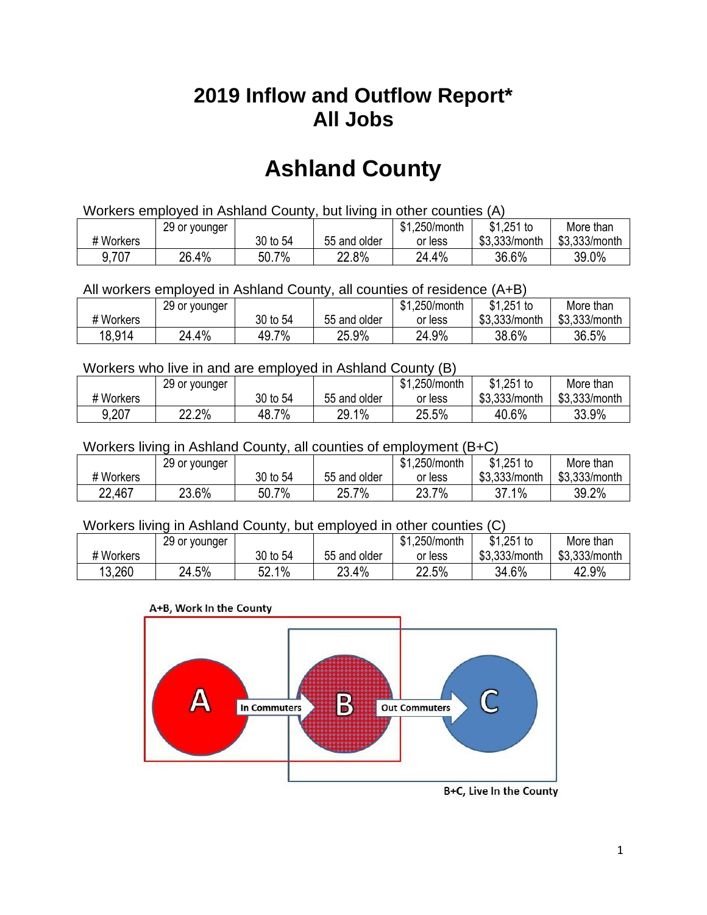# 2019 Inflow and Outflow Report*
# All Jobs

# Ashland County

Workers employed in Ashland County, but living in other counties (A)

| # Workers | 29 or younger | 30 to 54 | 55 and older | $1,250/month or less | $1,251 to $3,333/month | More than $3,333/month |
|---|---|---|---|---|---|---|
| 9,707 | 26.4% | 50.7% | 22.8% | 24.4% | 36.6% | 39.0% |

All workers employed in Ashland County, all counties of residence (A+B)

| # Workers | 29 or younger | 30 to 54 | 55 and older | $1,250/month or less | $1,251 to $3,333/month | More than $3,333/month |
|---|---|---|---|---|---|---|
| 18,914 | 24.4% | 49.7% | 25.9% | 24.9% | 38.6% | 36.5% |

Workers who live in and are employed in Ashland County (B)

| # Workers | 29 or younger | 30 to 54 | 55 and older | $1,250/month or less | $1,251 to $3,333/month | More than $3,333/month |
|---|---|---|---|---|---|---|
| 9,207 | 22.2% | 48.7% | 29.1% | 25.5% | 40.6% | 33.9% |

Workers living in Ashland County, all counties of employment (B+C)

| # Workers | 29 or younger | 30 to 54 | 55 and older | $1,250/month or less | $1,251 to $3,333/month | More than $3,333/month |
|---|---|---|---|---|---|---|
| 22,467 | 23.6% | 50.7% | 25.7% | 23.7% | 37.1% | 39.2% |

Workers living in Ashland County, but employed in other counties (C)

| # Workers | 29 or younger | 30 to 54 | 55 and older | $1,250/month or less | $1,251 to $3,333/month | More than $3,333/month |
|---|---|---|---|---|---|---|
| 13,260 | 24.5% | 52.1% | 23.4% | 22.5% | 34.6% | 42.9% |

A+B, Work In the County

A

In Commuters

B

Out Commuters

C

B+C, Live In the County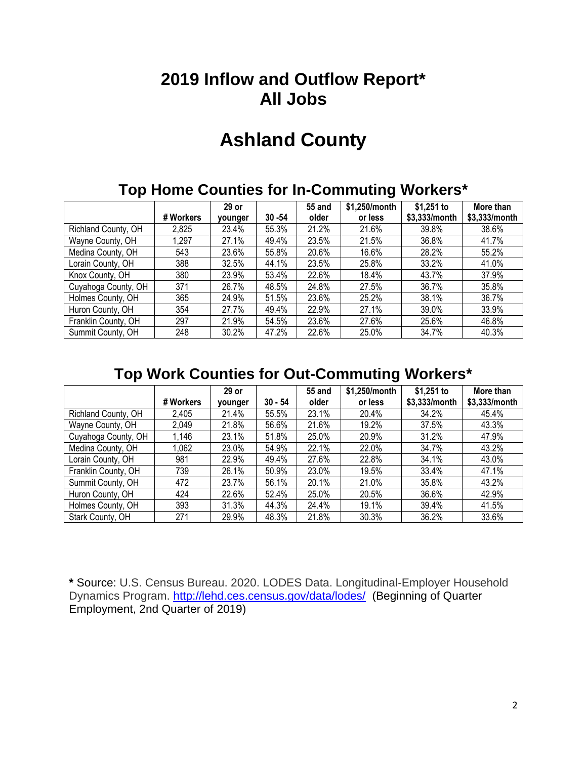# 2019 Inflow and Outflow Report*
# All Jobs

# Ashland County

## Top Home Counties for In-Commuting Workers*

| | # Workers | 29 or younger | 30 -54 | 55 and older | $1,250/month or less | $1,251 to $3,333/month | More than $3,333/month |
|---|---|---|---|---|---|---|---|
| Richland County, OH | 2,825 | 23.4% | 55.3% | 21.2% | 21.6% | 39.8% | 38.6% |
| Wayne County, OH | 1,297 | 27.1% | 49.4% | 23.5% | 21.5% | 36.8% | 41.7% |
| Medina County, OH | 543 | 23.6% | 55.8% | 20.6% | 16.6% | 28.2% | 55.2% |
| Lorain County, OH | 388 | 32.5% | 44.1% | 23.5% | 25.8% | 33.2% | 41.0% |
| Knox County, OH | 380 | 23.9% | 53.4% | 22.6% | 18.4% | 43.7% | 37.9% |
| Cuyahoga County, OH | 371 | 26.7% | 48.5% | 24.8% | 27.5% | 36.7% | 35.8% |
| Holmes County, OH | 365 | 24.9% | 51.5% | 23.6% | 25.2% | 38.1% | 36.7% |
| Huron County, OH | 354 | 27.7% | 49.4% | 22.9% | 27.1% | 39.0% | 33.9% |
| Franklin County, OH | 297 | 21.9% | 54.5% | 23.6% | 27.6% | 25.6% | 46.8% |
| Summit County, OH | 248 | 30.2% | 47.2% | 22.6% | 25.0% | 34.7% | 40.3% |

## Top Work Counties for Out-Commuting Workers*

| | # Workers | 29 or younger | 30 - 54 | 55 and older | $1,250/month or less | $1,251 to $3,333/month | More than $3,333/month |
|---|---|---|---|---|---|---|---|
| Richland County, OH | 2,405 | 21.4% | 55.5% | 23.1% | 20.4% | 34.2% | 45.4% |
| Wayne County, OH | 2,049 | 21.8% | 56.6% | 21.6% | 19.2% | 37.5% | 43.3% |
| Cuyahoga County, OH | 1,146 | 23.1% | 51.8% | 25.0% | 20.9% | 31.2% | 47.9% |
| Medina County, OH | 1,062 | 23.0% | 54.9% | 22.1% | 22.0% | 34.7% | 43.2% |
| Lorain County, OH | 981 | 22.9% | 49.4% | 27.6% | 22.8% | 34.1% | 43.0% |
| Franklin County, OH | 739 | 26.1% | 50.9% | 23.0% | 19.5% | 33.4% | 47.1% |
| Summit County, OH | 472 | 23.7% | 56.1% | 20.1% | 21.0% | 35.8% | 43.2% |
| Huron County, OH | 424 | 22.6% | 52.4% | 25.0% | 20.5% | 36.6% | 42.9% |
| Holmes County, OH | 393 | 31.3% | 44.3% | 24.4% | 19.1% | 39.4% | 41.5% |
| Stark County, OH | 271 | 29.9% | 48.3% | 21.8% | 30.3% | 36.2% | 33.6% |

* Source: U.S. Census Bureau. 2020. LODES Data. Longitudinal-Employer Household Dynamics Program. http://lehd.ces.census.gov/data/lodes/ (Beginning of Quarter Employment, 2nd Quarter of 2019)